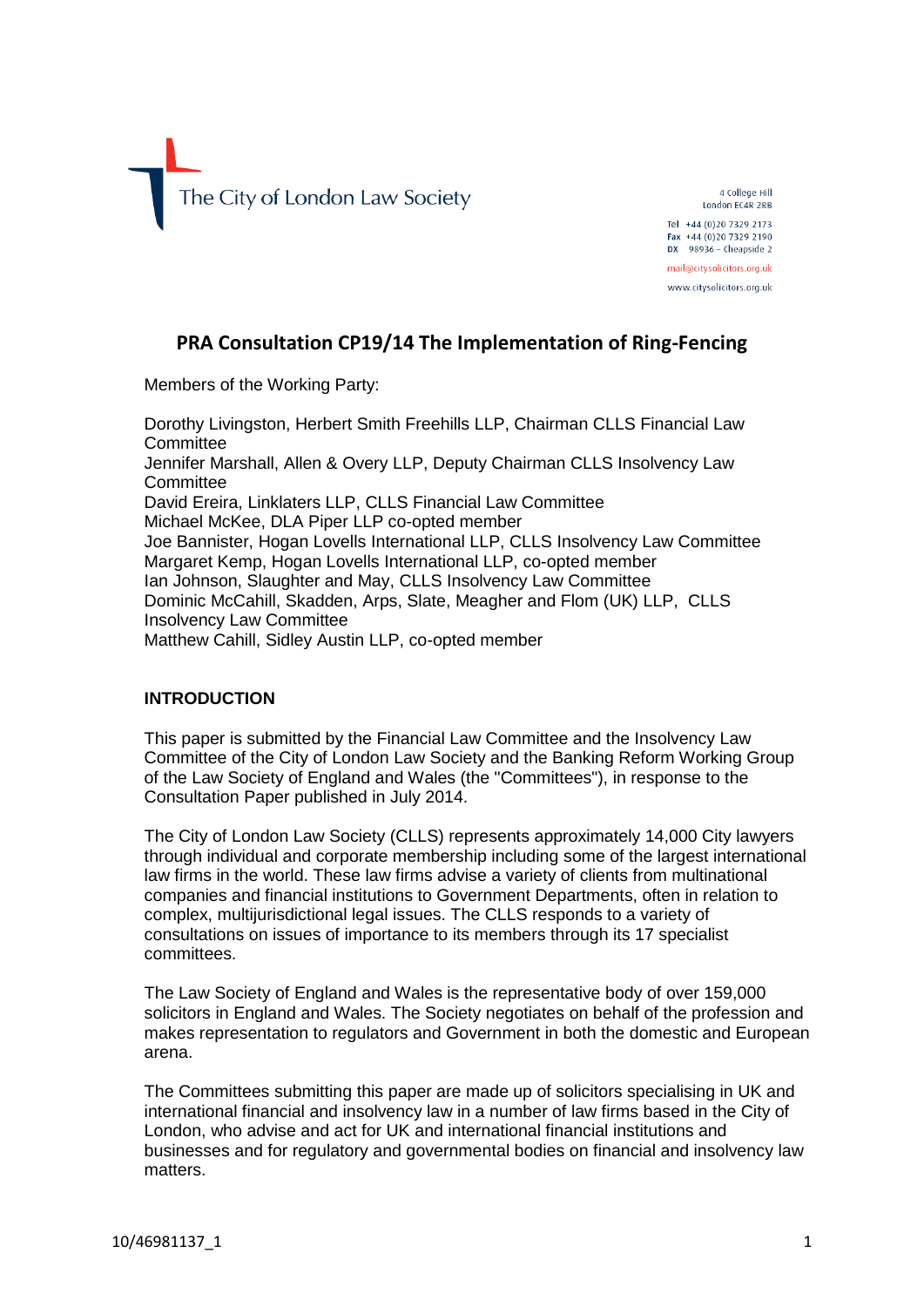The City of London Law Society

4 College Hill
London EC4R 2RB

Tel +44 (0)20 7329 2173
Fax +44 (0)20 7329 2190
DX 98936 – Cheapside 2

mail@citysolicitors.org.uk
www.citysolicitors.org.uk

# PRA Consultation CP19/14 The Implementation of Ring-Fencing

Members of the Working Party:

Dorothy Livingston, Herbert Smith Freehills LLP, Chairman CLLS Financial Law Committee
Jennifer Marshall, Allen & Overy LLP, Deputy Chairman CLLS Insolvency Law Committee
David Ereira, Linklaters LLP, CLLS Financial Law Committee
Michael McKee, DLA Piper LLP co-opted member
Joe Bannister, Hogan Lovells International LLP, CLLS Insolvency Law Committee
Margaret Kemp, Hogan Lovells International LLP, co-opted member
Ian Johnson, Slaughter and May, CLLS Insolvency Law Committee
Dominic McCahill, Skadden, Arps, Slate, Meagher and Flom (UK) LLP, CLLS Insolvency Law Committee
Matthew Cahill, Sidley Austin LLP, co-opted member

## INTRODUCTION

This paper is submitted by the Financial Law Committee and the Insolvency Law Committee of the City of London Law Society and the Banking Reform Working Group of the Law Society of England and Wales (the "Committees"), in response to the Consultation Paper published in July 2014.

The City of London Law Society (CLLS) represents approximately 14,000 City lawyers through individual and corporate membership including some of the largest international law firms in the world. These law firms advise a variety of clients from multinational companies and financial institutions to Government Departments, often in relation to complex, multijurisdictional legal issues. The CLLS responds to a variety of consultations on issues of importance to its members through its 17 specialist committees.

The Law Society of England and Wales is the representative body of over 159,000 solicitors in England and Wales. The Society negotiates on behalf of the profession and makes representation to regulators and Government in both the domestic and European arena.

The Committees submitting this paper are made up of solicitors specialising in UK and international financial and insolvency law in a number of law firms based in the City of London, who advise and act for UK and international financial institutions and businesses and for regulatory and governmental bodies on financial and insolvency law matters.

10/46981137_1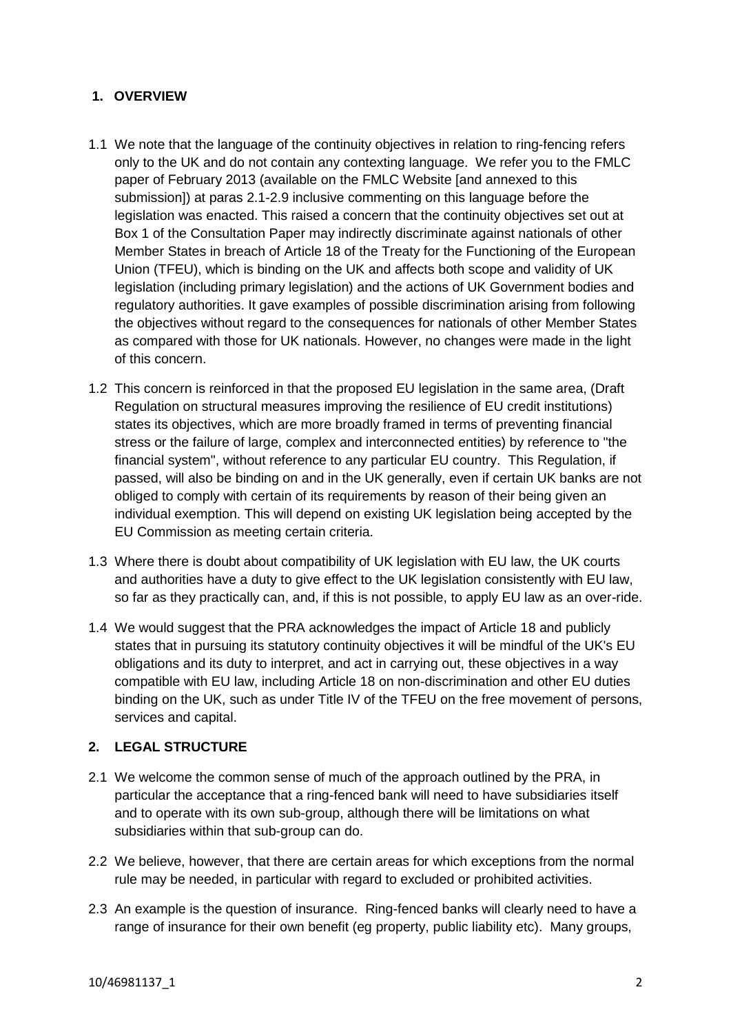## 1. OVERVIEW

1.1 We note that the language of the continuity objectives in relation to ring-fencing refers only to the UK and do not contain any contexting language. We refer you to the FMLC paper of February 2013 (available on the FMLC Website [and annexed to this submission]) at paras 2.1-2.9 inclusive commenting on this language before the legislation was enacted. This raised a concern that the continuity objectives set out at Box 1 of the Consultation Paper may indirectly discriminate against nationals of other Member States in breach of Article 18 of the Treaty for the Functioning of the European Union (TFEU), which is binding on the UK and affects both scope and validity of UK legislation (including primary legislation) and the actions of UK Government bodies and regulatory authorities. It gave examples of possible discrimination arising from following the objectives without regard to the consequences for nationals of other Member States as compared with those for UK nationals. However, no changes were made in the light of this concern.

1.2 This concern is reinforced in that the proposed EU legislation in the same area, (Draft Regulation on structural measures improving the resilience of EU credit institutions) states its objectives, which are more broadly framed in terms of preventing financial stress or the failure of large, complex and interconnected entities) by reference to "the financial system", without reference to any particular EU country. This Regulation, if passed, will also be binding on and in the UK generally, even if certain UK banks are not obliged to comply with certain of its requirements by reason of their being given an individual exemption. This will depend on existing UK legislation being accepted by the EU Commission as meeting certain criteria.

1.3 Where there is doubt about compatibility of UK legislation with EU law, the UK courts and authorities have a duty to give effect to the UK legislation consistently with EU law, so far as they practically can, and, if this is not possible, to apply EU law as an over-ride.

1.4 We would suggest that the PRA acknowledges the impact of Article 18 and publicly states that in pursuing its statutory continuity objectives it will be mindful of the UK's EU obligations and its duty to interpret, and act in carrying out, these objectives in a way compatible with EU law, including Article 18 on non-discrimination and other EU duties binding on the UK, such as under Title IV of the TFEU on the free movement of persons, services and capital.

## 2. LEGAL STRUCTURE

2.1 We welcome the common sense of much of the approach outlined by the PRA, in particular the acceptance that a ring-fenced bank will need to have subsidiaries itself and to operate with its own sub-group, although there will be limitations on what subsidiaries within that sub-group can do.

2.2 We believe, however, that there are certain areas for which exceptions from the normal rule may be needed, in particular with regard to excluded or prohibited activities.

2.3 An example is the question of insurance. Ring-fenced banks will clearly need to have a range of insurance for their own benefit (eg property, public liability etc). Many groups,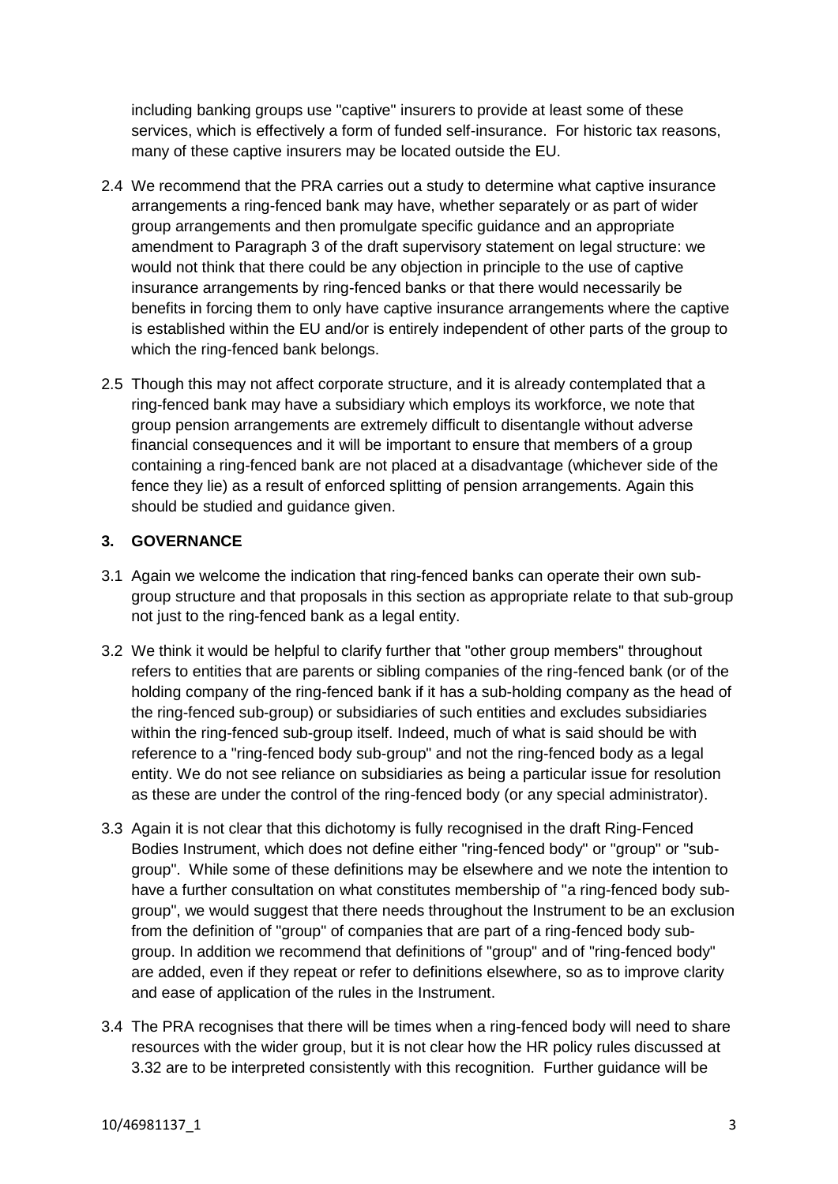including banking groups use "captive" insurers to provide at least some of these services, which is effectively a form of funded self-insurance. For historic tax reasons, many of these captive insurers may be located outside the EU.

2.4 We recommend that the PRA carries out a study to determine what captive insurance arrangements a ring-fenced bank may have, whether separately or as part of wider group arrangements and then promulgate specific guidance and an appropriate amendment to Paragraph 3 of the draft supervisory statement on legal structure: we would not think that there could be any objection in principle to the use of captive insurance arrangements by ring-fenced banks or that there would necessarily be benefits in forcing them to only have captive insurance arrangements where the captive is established within the EU and/or is entirely independent of other parts of the group to which the ring-fenced bank belongs.

2.5 Though this may not affect corporate structure, and it is already contemplated that a ring-fenced bank may have a subsidiary which employs its workforce, we note that group pension arrangements are extremely difficult to disentangle without adverse financial consequences and it will be important to ensure that members of a group containing a ring-fenced bank are not placed at a disadvantage (whichever side of the fence they lie) as a result of enforced splitting of pension arrangements. Again this should be studied and guidance given.

## 3. GOVERNANCE

3.1 Again we welcome the indication that ring-fenced banks can operate their own sub-group structure and that proposals in this section as appropriate relate to that sub-group not just to the ring-fenced bank as a legal entity.

3.2 We think it would be helpful to clarify further that "other group members" throughout refers to entities that are parents or sibling companies of the ring-fenced bank (or of the holding company of the ring-fenced bank if it has a sub-holding company as the head of the ring-fenced sub-group) or subsidiaries of such entities and excludes subsidiaries within the ring-fenced sub-group itself. Indeed, much of what is said should be with reference to a "ring-fenced body sub-group" and not the ring-fenced body as a legal entity. We do not see reliance on subsidiaries as being a particular issue for resolution as these are under the control of the ring-fenced body (or any special administrator).

3.3 Again it is not clear that this dichotomy is fully recognised in the draft Ring-Fenced Bodies Instrument, which does not define either "ring-fenced body" or "group" or "sub-group". While some of these definitions may be elsewhere and we note the intention to have a further consultation on what constitutes membership of "a ring-fenced body sub-group", we would suggest that there needs throughout the Instrument to be an exclusion from the definition of "group" of companies that are part of a ring-fenced body sub-group. In addition we recommend that definitions of "group" and of "ring-fenced body" are added, even if they repeat or refer to definitions elsewhere, so as to improve clarity and ease of application of the rules in the Instrument.

3.4 The PRA recognises that there will be times when a ring-fenced body will need to share resources with the wider group, but it is not clear how the HR policy rules discussed at 3.32 are to be interpreted consistently with this recognition. Further guidance will be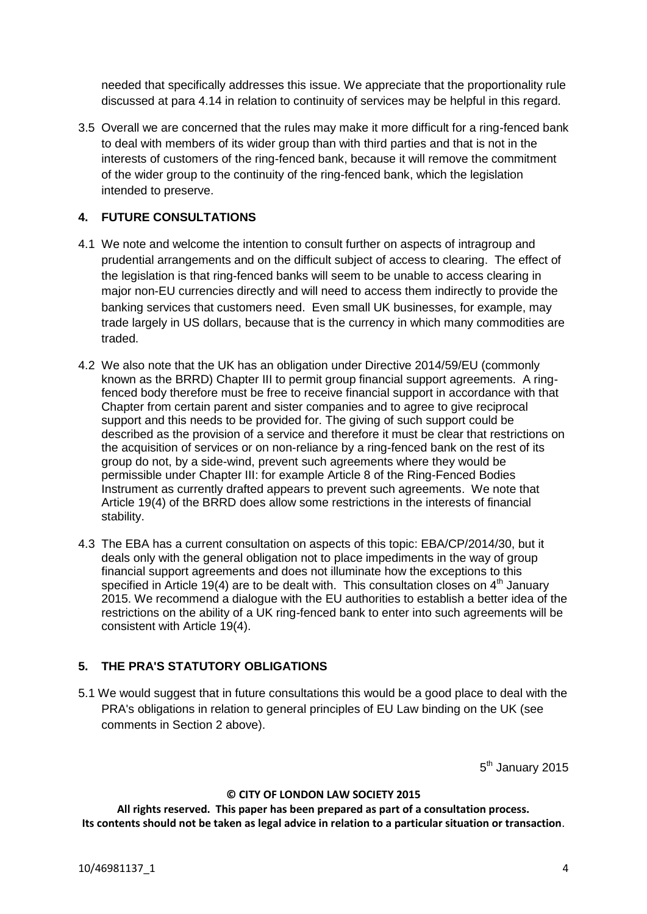needed that specifically addresses this issue. We appreciate that the proportionality rule discussed at para 4.14 in relation to continuity of services may be helpful in this regard.

3.5 Overall we are concerned that the rules may make it more difficult for a ring-fenced bank to deal with members of its wider group than with third parties and that is not in the interests of customers of the ring-fenced bank, because it will remove the commitment of the wider group to the continuity of the ring-fenced bank, which the legislation intended to preserve.

## 4. FUTURE CONSULTATIONS

4.1 We note and welcome the intention to consult further on aspects of intragroup and prudential arrangements and on the difficult subject of access to clearing. The effect of the legislation is that ring-fenced banks will seem to be unable to access clearing in major non-EU currencies directly and will need to access them indirectly to provide the banking services that customers need. Even small UK businesses, for example, may trade largely in US dollars, because that is the currency in which many commodities are traded.

4.2 We also note that the UK has an obligation under Directive 2014/59/EU (commonly known as the BRRD) Chapter III to permit group financial support agreements. A ring-fenced body therefore must be free to receive financial support in accordance with that Chapter from certain parent and sister companies and to agree to give reciprocal support and this needs to be provided for. The giving of such support could be described as the provision of a service and therefore it must be clear that restrictions on the acquisition of services or on non-reliance by a ring-fenced bank on the rest of its group do not, by a side-wind, prevent such agreements where they would be permissible under Chapter III: for example Article 8 of the Ring-Fenced Bodies Instrument as currently drafted appears to prevent such agreements. We note that Article 19(4) of the BRRD does allow some restrictions in the interests of financial stability.

4.3 The EBA has a current consultation on aspects of this topic: EBA/CP/2014/30, but it deals only with the general obligation not to place impediments in the way of group financial support agreements and does not illuminate how the exceptions to this specified in Article 19(4) are to be dealt with. This consultation closes on 4th January 2015. We recommend a dialogue with the EU authorities to establish a better idea of the restrictions on the ability of a UK ring-fenced bank to enter into such agreements will be consistent with Article 19(4).

## 5. THE PRA'S STATUTORY OBLIGATIONS

5.1 We would suggest that in future consultations this would be a good place to deal with the PRA's obligations in relation to general principles of EU Law binding on the UK (see comments in Section 2 above).

5th January 2015

**© CITY OF LONDON LAW SOCIETY 2015**

**All rights reserved. This paper has been prepared as part of a consultation process. Its contents should not be taken as legal advice in relation to a particular situation or transaction.**

10/46981137_1